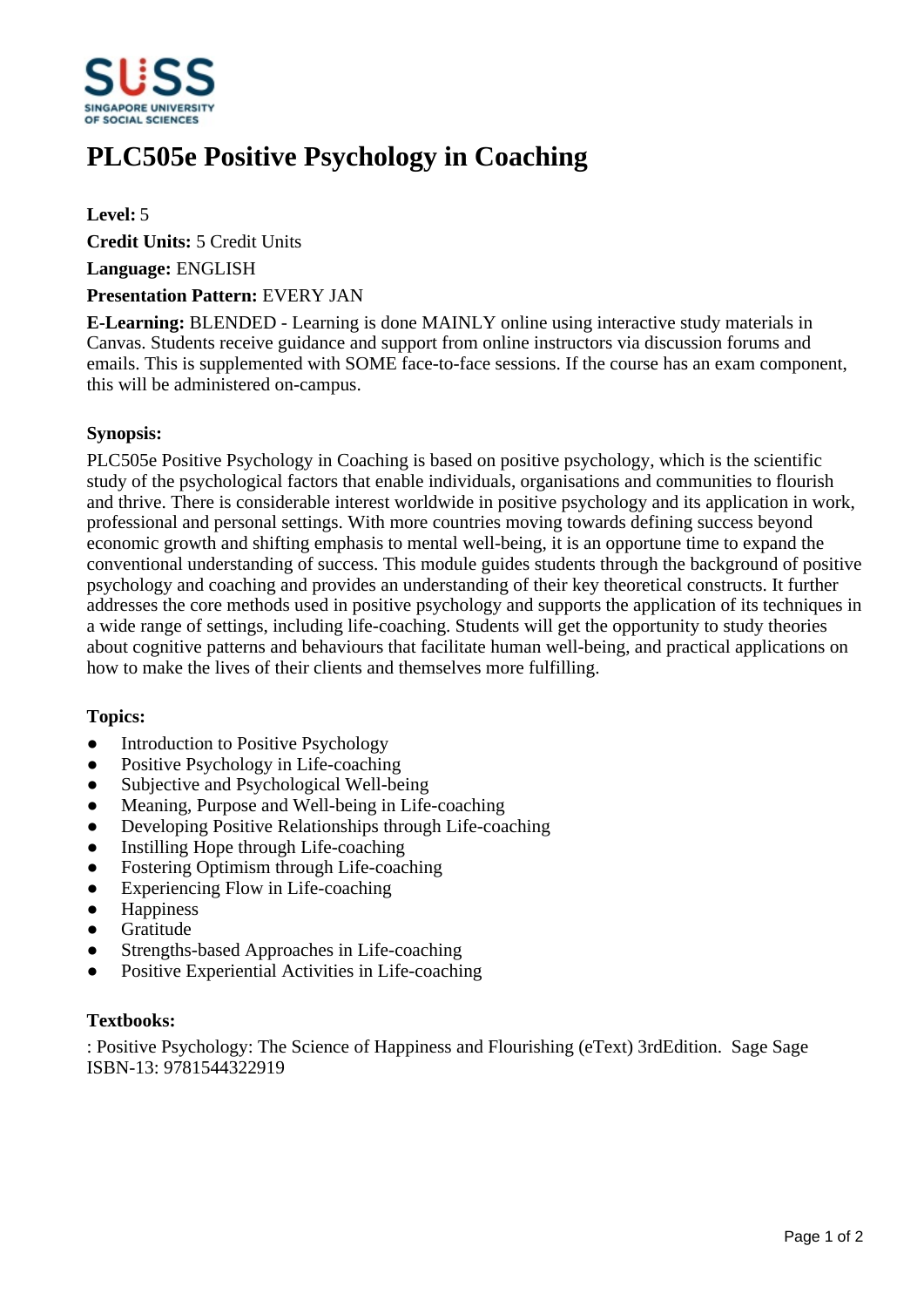# PLC505e Positive Psychology in Coaching

**Level:** 5

**Credit Units:** 5 Credit Units

**Language:** ENGLISH

**Presentation Pattern:** EVERY JAN

**E-Learning:** BLENDED - Learning is done MAINLY online using interactive study materials in Canvas. Students receive guidance and support from online instructors via discussion forums and emails. This is supplemented with SOME face-to-face sessions. If the course has an exam component, this will be administered on-campus.

**Synopsis:**

PLC505e Positive Psychology in Coaching is based on positive psychology, which is the scientific study of the psychological factors that enable individuals, organisations and communities to flourish and thrive. There is considerable interest worldwide in positive psychology and its application in work, professional and personal settings. With more countries moving towards defining success beyond economic growth and shifting emphasis to mental well-being, it is an opportune time to expand the conventional understanding of success. This module guides students through the background of positive psychology and coaching and provides an understanding of their key theoretical constructs. It further addresses the core methods used in positive psychology and supports the application of its techniques in a wide range of settings, including life-coaching. Students will get the opportunity to study theories about cognitive patterns and behaviours that facilitate human well-being, and practical applications on how to make the lives of their clients and themselves more fulfilling.

**Topics:**

- Introduction to Positive Psychology
- Positive Psychology in Life-coaching
- Subjective and Psychological Well-being
- Meaning, Purpose and Well-being in Life-coaching
- Developing Positive Relationships through Life-coaching
- Instilling Hope through Life-coaching
- Fostering Optimism through Life-coaching
- Experiencing Flow in Life-coaching
- Happiness
- Gratitude
- Strengths-based Approaches in Life-coaching
- Positive Experiential Activities in Life-coaching

**Textbooks:**

: Positive Psychology: The Science of Happiness and Flourishing (eText) 3rdEdition. Sage Sage
ISBN-13: 9781544322919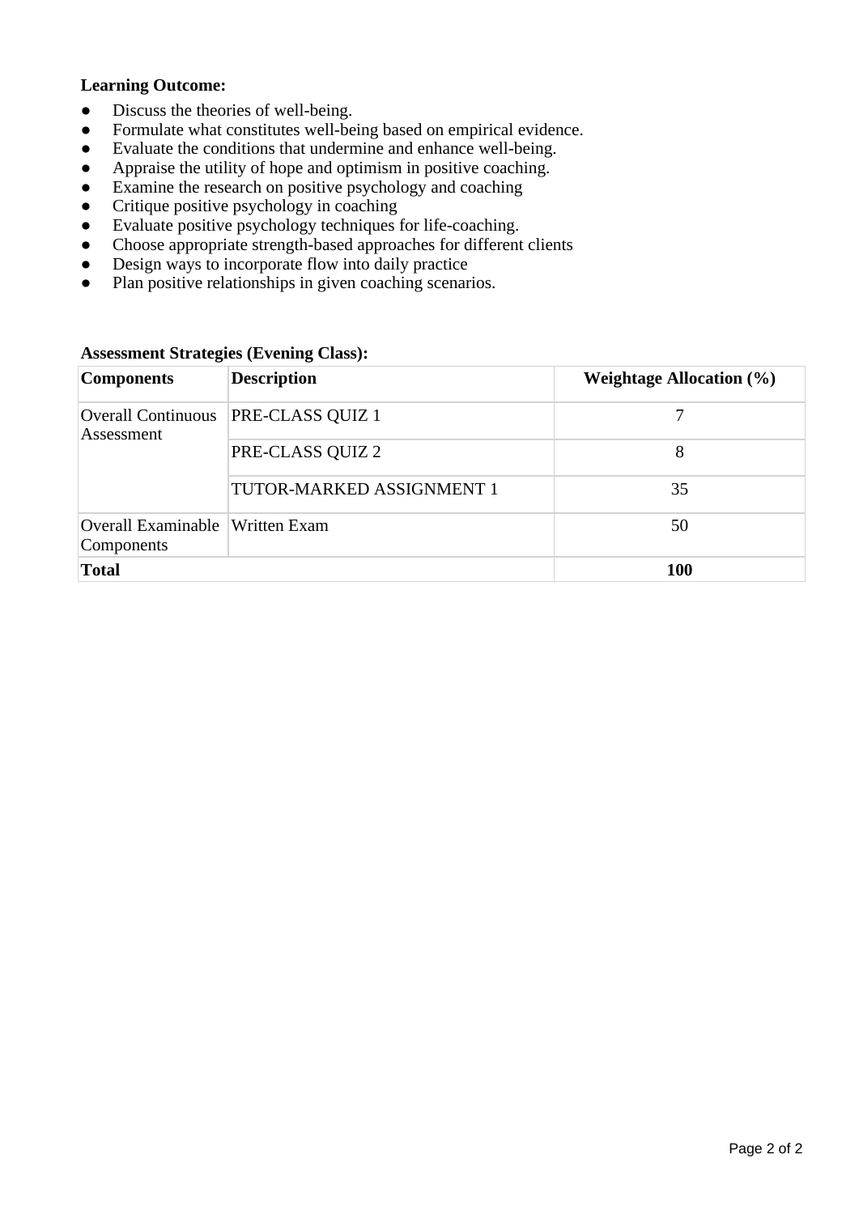**Learning Outcome:**

- Discuss the theories of well-being.
- Formulate what constitutes well-being based on empirical evidence.
- Evaluate the conditions that undermine and enhance well-being.
- Appraise the utility of hope and optimism in positive coaching.
- Examine the research on positive psychology and coaching
- Critique positive psychology in coaching
- Evaluate positive psychology techniques for life-coaching.
- Choose appropriate strength-based approaches for different clients
- Design ways to incorporate flow into daily practice
- Plan positive relationships in given coaching scenarios.

**Assessment Strategies (Evening Class):**

| **Components** | **Description** | **Weightage Allocation (%)** |
|---|---|---|
| Overall Continuous Assessment | PRE-CLASS QUIZ 1 | 7 |
| | PRE-CLASS QUIZ 2 | 8 |
| | TUTOR-MARKED ASSIGNMENT 1 | 35 |
| Overall Examinable Components | Written Exam | 50 |
| **Total** | | **100** |